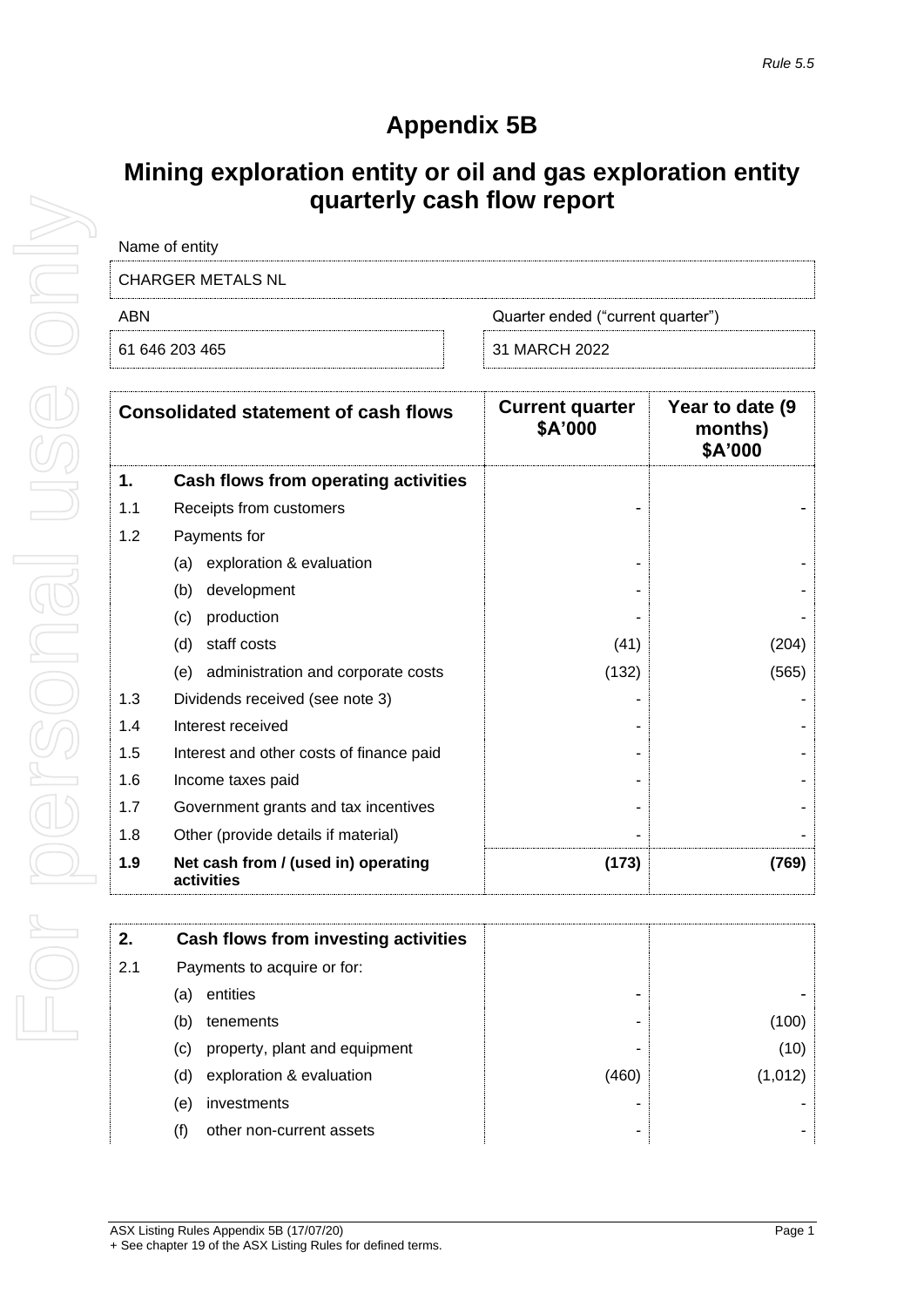*Rule 5.5*

# Appendix 5B

## Mining exploration entity or oil and gas exploration entity quarterly cash flow report

| Name of entity | |
|---|---|
| CHARGER METALS NL | |
| **ABN** | **Quarter ended ("current quarter")** |
| 61 646 203 465 | 31 MARCH 2022 |

| | Consolidated statement of cash flows | Current quarter $A'000 | Year to date (9 months) $A'000 |
|---|---|---|---|
| **1.** | **Cash flows from operating activities** | | |
| 1.1 | Receipts from customers | - | - |
| 1.2 | Payments for | | |
| | (a) exploration & evaluation | - | - |
| | (b) development | - | - |
| | (c) production | - | - |
| | (d) staff costs | (41) | (204) |
| | (e) administration and corporate costs | (132) | (565) |
| 1.3 | Dividends received (see note 3) | - | - |
| 1.4 | Interest received | - | - |
| 1.5 | Interest and other costs of finance paid | - | - |
| 1.6 | Income taxes paid | - | - |
| 1.7 | Government grants and tax incentives | - | - |
| 1.8 | Other (provide details if material) | - | - |
| **1.9** | **Net cash from / (used in) operating activities** | **(173)** | **(769)** |

| | | | |
|---|---|---|---|
| **2.** | **Cash flows from investing activities** | | |
| 2.1 | Payments to acquire or for: | | |
| | (a) entities | - | - |
| | (b) tenements | - | (100) |
| | (c) property, plant and equipment | - | (10) |
| | (d) exploration & evaluation | (460) | (1,012) |
| | (e) investments | - | - |
| | (f) other non-current assets | - | - |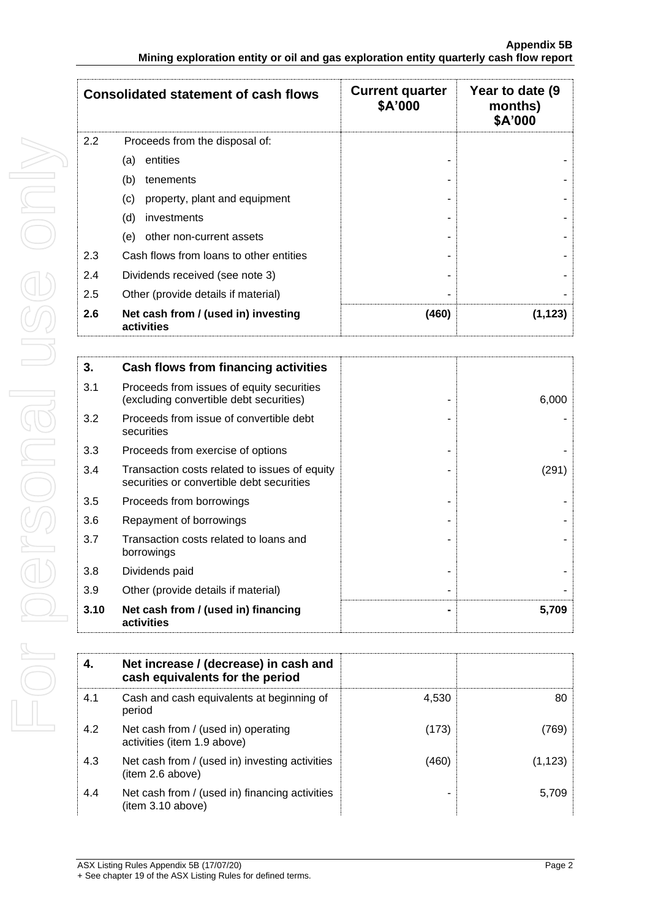| Consolidated statement of cash flows | | Current quarter $A'000 | Year to date (9 months) $A'000 |
|---|---|---|---|
| 2.2 | Proceeds from the disposal of: | | |
| | (a) entities | - | - |
| | (b) tenements | - | - |
| | (c) property, plant and equipment | - | - |
| | (d) investments | - | - |
| | (e) other non-current assets | - | - |
| 2.3 | Cash flows from loans to other entities | - | - |
| 2.4 | Dividends received (see note 3) | - | - |
| 2.5 | Other (provide details if material) | - | - |
| **2.6** | **Net cash from / (used in) investing activities** | **(460)** | **(1,123)** |

| **3.** | **Cash flows from financing activities** | | |
|---|---|---|---|
| 3.1 | Proceeds from issues of equity securities (excluding convertible debt securities) | - | 6,000 |
| 3.2 | Proceeds from issue of convertible debt securities | - | - |
| 3.3 | Proceeds from exercise of options | - | - |
| 3.4 | Transaction costs related to issues of equity securities or convertible debt securities | - | (291) |
| 3.5 | Proceeds from borrowings | - | - |
| 3.6 | Repayment of borrowings | - | - |
| 3.7 | Transaction costs related to loans and borrowings | - | - |
| 3.8 | Dividends paid | - | - |
| 3.9 | Other (provide details if material) | - | - |
| **3.10** | **Net cash from / (used in) financing activities** | **-** | **5,709** |

| **4.** | **Net increase / (decrease) in cash and cash equivalents for the period** | | |
|---|---|---|---|
| 4.1 | Cash and cash equivalents at beginning of period | 4,530 | 80 |
| 4.2 | Net cash from / (used in) operating activities (item 1.9 above) | (173) | (769) |
| 4.3 | Net cash from / (used in) investing activities (item 2.6 above) | (460) | (1,123) |
| 4.4 | Net cash from / (used in) financing activities (item 3.10 above) | - | 5,709 |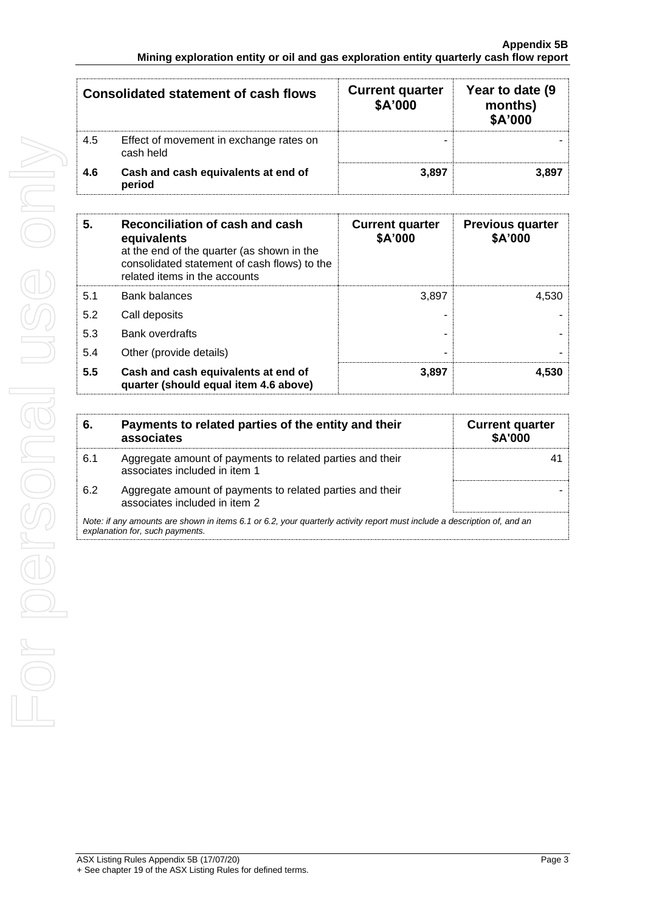| Consolidated statement of cash flows | | Current quarter $A'000 | Year to date (9 months) $A'000 |
|---|---|---|---|
| 4.5 | Effect of movement in exchange rates on cash held | - | - |
| **4.6** | **Cash and cash equivalents at end of period** | **3,897** | **3,897** |

| **5.** | **Reconciliation of cash and cash equivalents** at the end of the quarter (as shown in the consolidated statement of cash flows) to the related items in the accounts | **Current quarter $A'000** | **Previous quarter $A'000** |
|---|---|---|---|
| 5.1 | Bank balances | 3,897 | 4,530 |
| 5.2 | Call deposits | - | - |
| 5.3 | Bank overdrafts | - | - |
| 5.4 | Other (provide details) | - | - |
| **5.5** | **Cash and cash equivalents at end of quarter (should equal item 4.6 above)** | **3,897** | **4,530** |

| **6.** | **Payments to related parties of the entity and their associates** | **Current quarter $A'000** |
|---|---|---|
| 6.1 | Aggregate amount of payments to related parties and their associates included in item 1 | 41 |
| 6.2 | Aggregate amount of payments to related parties and their associates included in item 2 | - |

*Note: if any amounts are shown in items 6.1 or 6.2, your quarterly activity report must include a description of, and an explanation for, such payments.*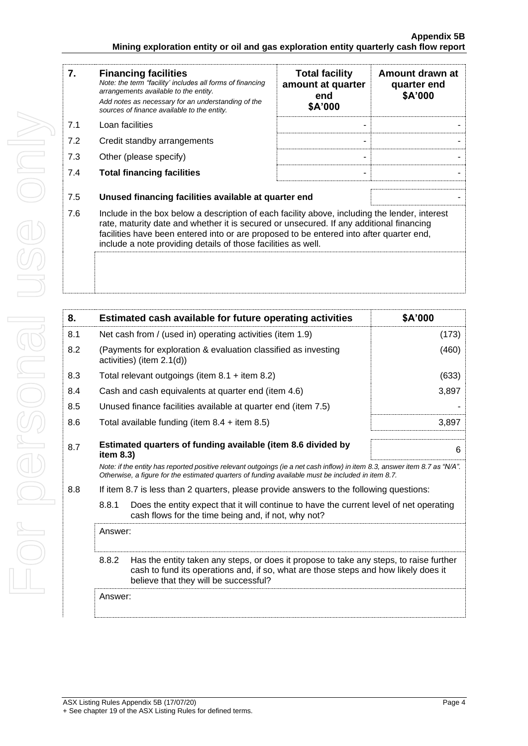| 7. | **Financing facilities** *Note: the term "facility' includes all forms of financing arrangements available to the entity.* *Add notes as necessary for an understanding of the sources of finance available to the entity.* | **Total facility amount at quarter end $A'000** | **Amount drawn at quarter end $A'000** |
|---|---|---|---|
| 7.1 | Loan facilities | - | - |
| 7.2 | Credit standby arrangements | - | - |
| 7.3 | Other (please specify) | - | - |
| 7.4 | **Total financing facilities** | - | - |
| 7.5 | **Unused financing facilities available at quarter end** | | - |
| 7.6 | Include in the box below a description of each facility above, including the lender, interest rate, maturity date and whether it is secured or unsecured. If any additional financing facilities have been entered into or are proposed to be entered into after quarter end, include a note providing details of those facilities as well. | | |
| | | | |

| 8. | **Estimated cash available for future operating activities** | **$A'000** |
|---|---|---|
| 8.1 | Net cash from / (used in) operating activities (item 1.9) | (173) |
| 8.2 | (Payments for exploration & evaluation classified as investing activities) (item 2.1(d)) | (460) |
| 8.3 | Total relevant outgoings (item 8.1 + item 8.2) | (633) |
| 8.4 | Cash and cash equivalents at quarter end (item 4.6) | 3,897 |
| 8.5 | Unused finance facilities available at quarter end (item 7.5) | - |
| 8.6 | Total available funding (item 8.4 + item 8.5) | 3,897 |
| 8.7 | **Estimated quarters of funding available (item 8.6 divided by item 8.3)** | 6 |

*Note: if the entity has reported positive relevant outgoings (ie a net cash inflow) in item 8.3, answer item 8.7 as "N/A". Otherwise, a figure for the estimated quarters of funding available must be included in item 8.7.*

8.8 If item 8.7 is less than 2 quarters, please provide answers to the following questions:

8.8.1 Does the entity expect that it will continue to have the current level of net operating cash flows for the time being and, if not, why not?

Answer:

8.8.2 Has the entity taken any steps, or does it propose to take any steps, to raise further cash to fund its operations and, if so, what are those steps and how likely does it believe that they will be successful?

Answer: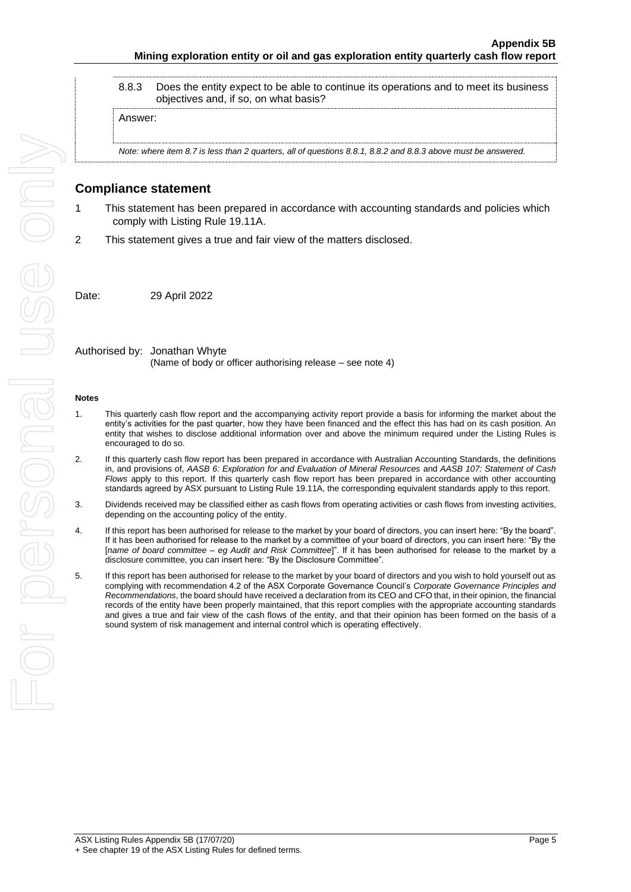8.8.3 Does the entity expect to be able to continue its operations and to meet its business objectives and, if so, on what basis?

Answer:

*Note: where item 8.7 is less than 2 quarters, all of questions 8.8.1, 8.8.2 and 8.8.3 above must be answered.*

## Compliance statement

1. This statement has been prepared in accordance with accounting standards and policies which comply with Listing Rule 19.11A.
2. This statement gives a true and fair view of the matters disclosed.

Date: 29 April 2022

Authorised by: Jonathan Whyte
(Name of body or officer authorising release – see note 4)

**Notes**

1. This quarterly cash flow report and the accompanying activity report provide a basis for informing the market about the entity's activities for the past quarter, how they have been financed and the effect this has had on its cash position. An entity that wishes to disclose additional information over and above the minimum required under the Listing Rules is encouraged to do so.
2. If this quarterly cash flow report has been prepared in accordance with Australian Accounting Standards, the definitions in, and provisions of, *AASB 6: Exploration for and Evaluation of Mineral Resources* and *AASB 107: Statement of Cash Flows* apply to this report. If this quarterly cash flow report has been prepared in accordance with other accounting standards agreed by ASX pursuant to Listing Rule 19.11A, the corresponding equivalent standards apply to this report.
3. Dividends received may be classified either as cash flows from operating activities or cash flows from investing activities, depending on the accounting policy of the entity.
4. If this report has been authorised for release to the market by your board of directors, you can insert here: "By the board". If it has been authorised for release to the market by a committee of your board of directors, you can insert here: "By the [*name of board committee – eg Audit and Risk Committee*]". If it has been authorised for release to the market by a disclosure committee, you can insert here: "By the Disclosure Committee".
5. If this report has been authorised for release to the market by your board of directors and you wish to hold yourself out as complying with recommendation 4.2 of the ASX Corporate Governance Council's *Corporate Governance Principles and Recommendations*, the board should have received a declaration from its CEO and CFO that, in their opinion, the financial records of the entity have been properly maintained, that this report complies with the appropriate accounting standards and gives a true and fair view of the cash flows of the entity, and that their opinion has been formed on the basis of a sound system of risk management and internal control which is operating effectively.